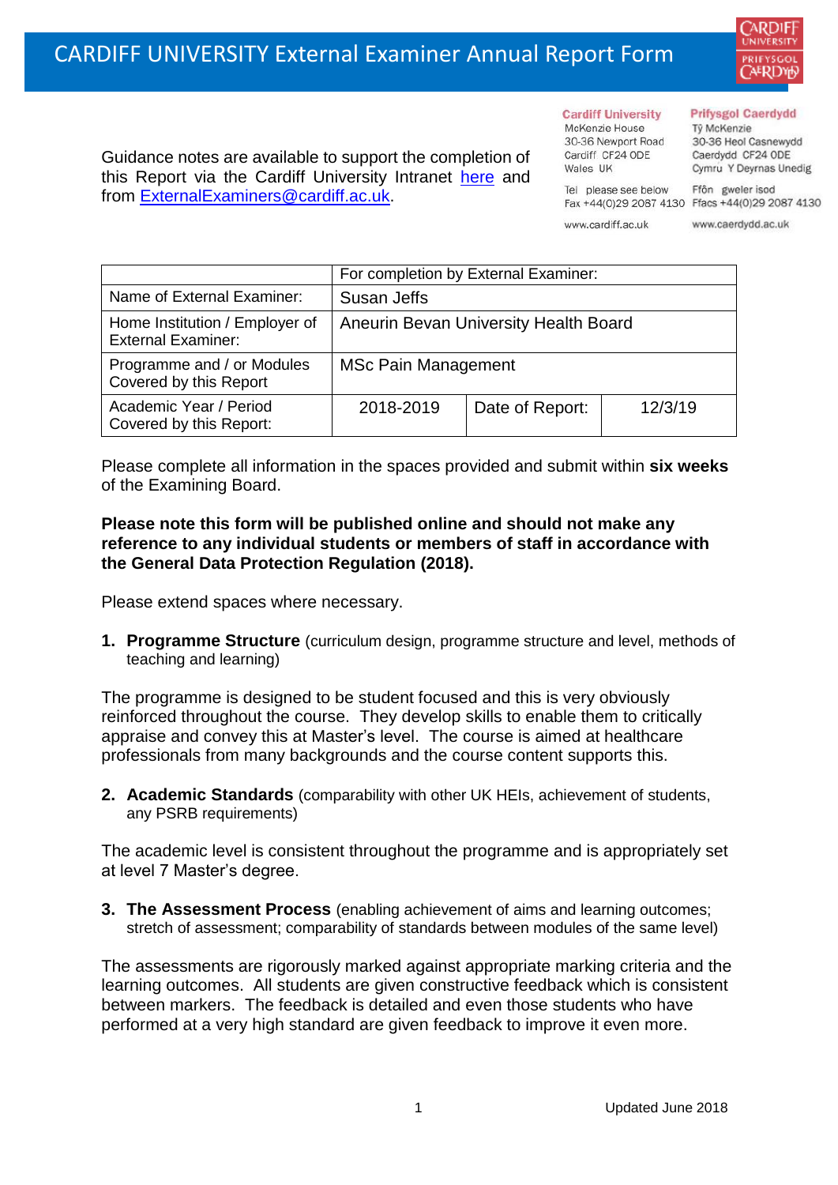# CARDIFF UNIVERSITY External Examiner Annual Report Form

Guidance notes are available to support the completion of this Report via the Cardiff University Intranet here and from ExternalExaminers@cardiff.ac.uk.

**Cardiff University**
McKenzie House
30-36 Newport Road
Cardiff CF24 0DE
Wales UK

Tel please see below
Fax +44(0)29 2087 4130

www.cardiff.ac.uk

**Prifysgol Caerdydd**
Tŷ McKenzie
30-36 Heol Casnewydd
Caerdydd CF24 0DE
Cymru Y Deyrnas Unedig

Ffôn gweler isod
Ffacs +44(0)29 2087 4130

www.caerdydd.ac.uk

| | For completion by External Examiner: | | |
|---|---|---|---|
| Name of External Examiner: | Susan Jeffs | | |
| Home Institution / Employer of External Examiner: | Aneurin Bevan University Health Board | | |
| Programme and / or Modules Covered by this Report | MSc Pain Management | | |
| Academic Year / Period Covered by this Report: | 2018-2019 | Date of Report: | 12/3/19 |

Please complete all information in the spaces provided and submit within **six weeks** of the Examining Board.

**Please note this form will be published online and should not make any reference to any individual students or members of staff in accordance with the General Data Protection Regulation (2018).**

Please extend spaces where necessary.

1. **Programme Structure** (curriculum design, programme structure and level, methods of teaching and learning)

The programme is designed to be student focused and this is very obviously reinforced throughout the course. They develop skills to enable them to critically appraise and convey this at Master's level. The course is aimed at healthcare professionals from many backgrounds and the course content supports this.

2. **Academic Standards** (comparability with other UK HEIs, achievement of students, any PSRB requirements)

The academic level is consistent throughout the programme and is appropriately set at level 7 Master's degree.

3. **The Assessment Process** (enabling achievement of aims and learning outcomes; stretch of assessment; comparability of standards between modules of the same level)

The assessments are rigorously marked against appropriate marking criteria and the learning outcomes. All students are given constructive feedback which is consistent between markers. The feedback is detailed and even those students who have performed at a very high standard are given feedback to improve it even more.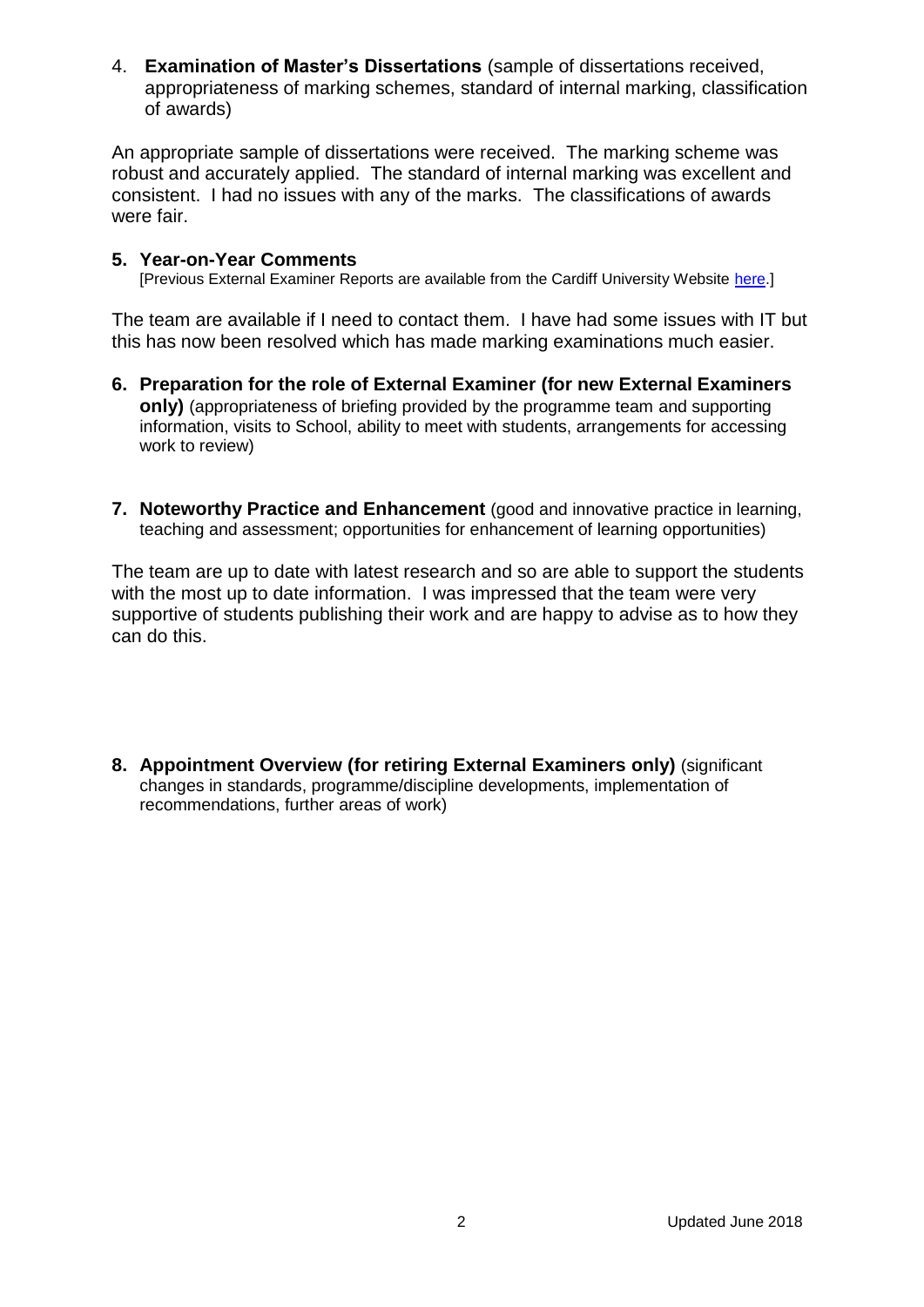4. **Examination of Master's Dissertations** (sample of dissertations received, appropriateness of marking schemes, standard of internal marking, classification of awards)

An appropriate sample of dissertations were received. The marking scheme was robust and accurately applied. The standard of internal marking was excellent and consistent. I had no issues with any of the marks. The classifications of awards were fair.

**5. Year-on-Year Comments**

[Previous External Examiner Reports are available from the Cardiff University Website here.]

The team are available if I need to contact them. I have had some issues with IT but this has now been resolved which has made marking examinations much easier.

**6. Preparation for the role of External Examiner (for new External Examiners only)** (appropriateness of briefing provided by the programme team and supporting information, visits to School, ability to meet with students, arrangements for accessing work to review)

**7. Noteworthy Practice and Enhancement** (good and innovative practice in learning, teaching and assessment; opportunities for enhancement of learning opportunities)

The team are up to date with latest research and so are able to support the students with the most up to date information. I was impressed that the team were very supportive of students publishing their work and are happy to advise as to how they can do this.

**8. Appointment Overview (for retiring External Examiners only)** (significant changes in standards, programme/discipline developments, implementation of recommendations, further areas of work)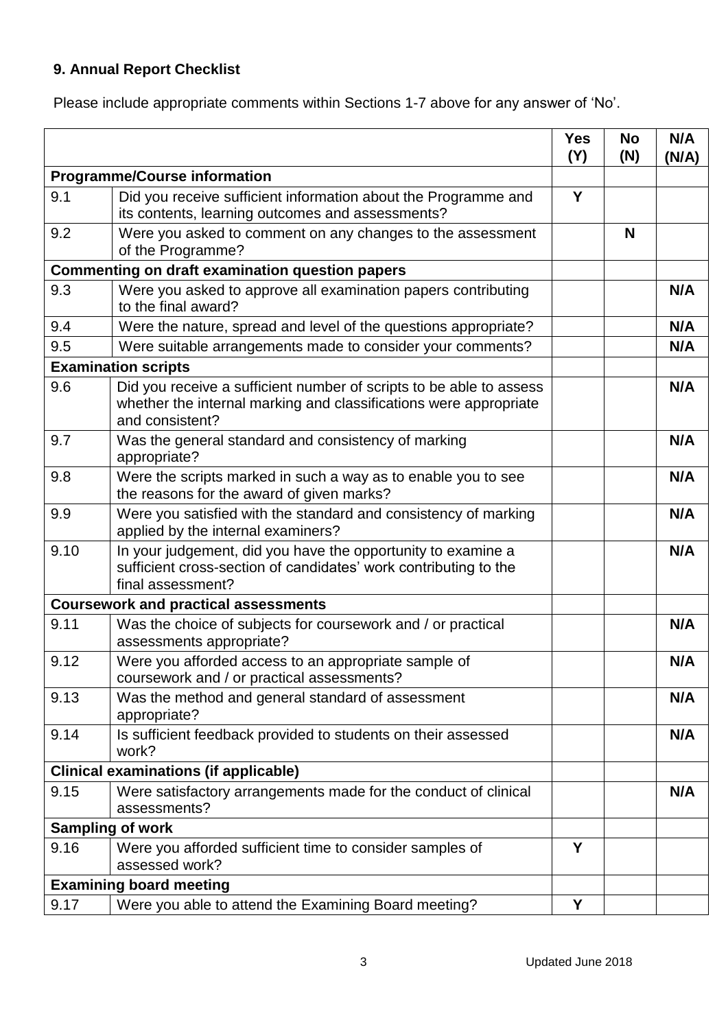## 9. Annual Report Checklist

Please include appropriate comments within Sections 1-7 above for any answer of 'No'.

| | | Yes (Y) | No (N) | N/A (N/A) |
|---|---|---|---|---|
| **Programme/Course information** | | | | |
| 9.1 | Did you receive sufficient information about the Programme and its contents, learning outcomes and assessments? | Y | | |
| 9.2 | Were you asked to comment on any changes to the assessment of the Programme? | | N | |
| **Commenting on draft examination question papers** | | | | |
| 9.3 | Were you asked to approve all examination papers contributing to the final award? | | | N/A |
| 9.4 | Were the nature, spread and level of the questions appropriate? | | | N/A |
| 9.5 | Were suitable arrangements made to consider your comments? | | | N/A |
| **Examination scripts** | | | | |
| 9.6 | Did you receive a sufficient number of scripts to be able to assess whether the internal marking and classifications were appropriate and consistent? | | | N/A |
| 9.7 | Was the general standard and consistency of marking appropriate? | | | N/A |
| 9.8 | Were the scripts marked in such a way as to enable you to see the reasons for the award of given marks? | | | N/A |
| 9.9 | Were you satisfied with the standard and consistency of marking applied by the internal examiners? | | | N/A |
| 9.10 | In your judgement, did you have the opportunity to examine a sufficient cross-section of candidates' work contributing to the final assessment? | | | N/A |
| **Coursework and practical assessments** | | | | |
| 9.11 | Was the choice of subjects for coursework and / or practical assessments appropriate? | | | N/A |
| 9.12 | Were you afforded access to an appropriate sample of coursework and / or practical assessments? | | | N/A |
| 9.13 | Was the method and general standard of assessment appropriate? | | | N/A |
| 9.14 | Is sufficient feedback provided to students on their assessed work? | | | N/A |
| **Clinical examinations (if applicable)** | | | | |
| 9.15 | Were satisfactory arrangements made for the conduct of clinical assessments? | | | N/A |
| **Sampling of work** | | | | |
| 9.16 | Were you afforded sufficient time to consider samples of assessed work? | Y | | |
| **Examining board meeting** | | | | |
| 9.17 | Were you able to attend the Examining Board meeting? | Y | | |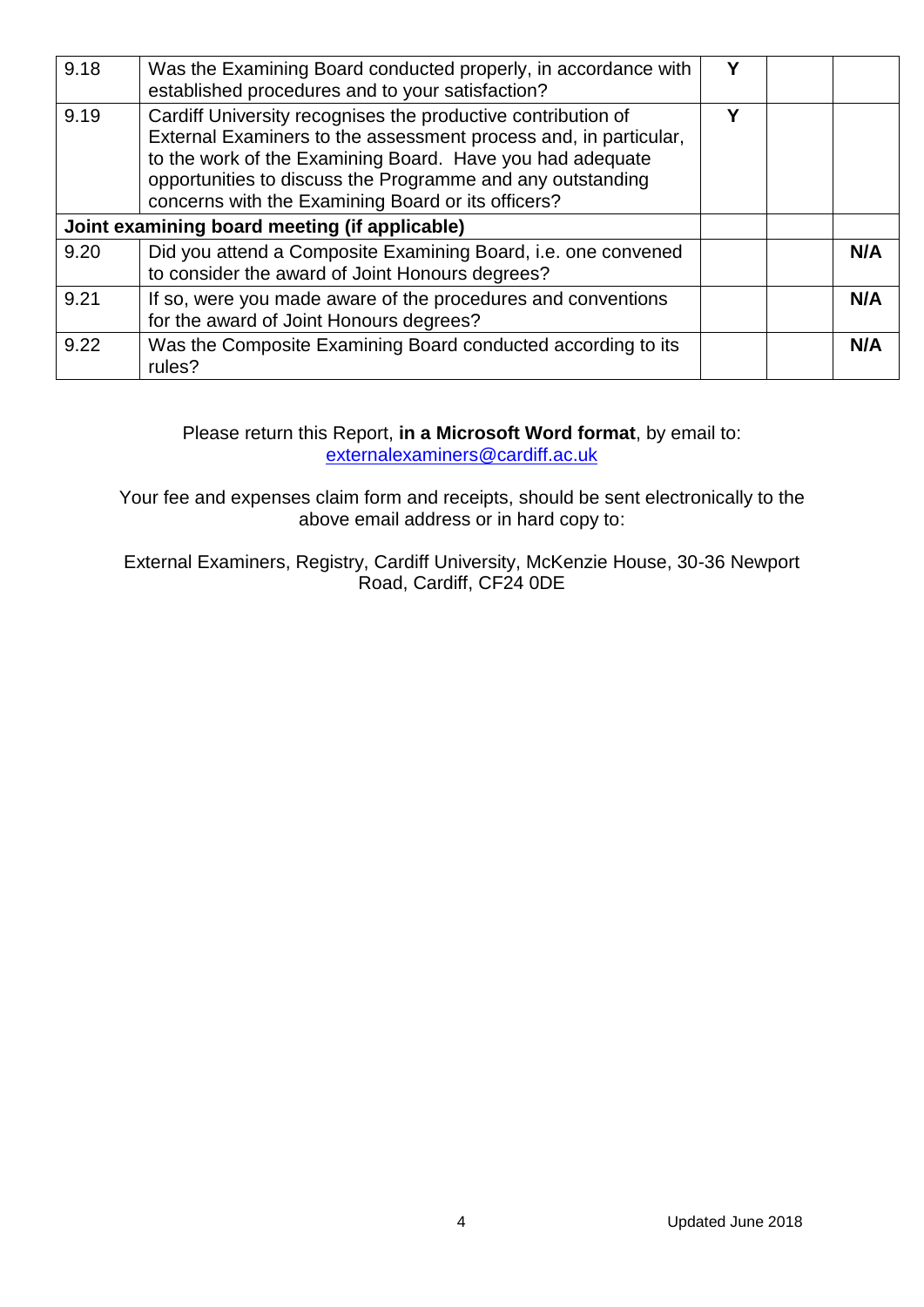| | | | | |
|---|---|---|---|---|
| 9.18 | Was the Examining Board conducted properly, in accordance with established procedures and to your satisfaction? | **Y** | | |
| 9.19 | Cardiff University recognises the productive contribution of External Examiners to the assessment process and, in particular, to the work of the Examining Board. Have you had adequate opportunities to discuss the Programme and any outstanding concerns with the Examining Board or its officers? | **Y** | | |
| **Joint examining board meeting (if applicable)** | | | | |
| 9.20 | Did you attend a Composite Examining Board, i.e. one convened to consider the award of Joint Honours degrees? | | | **N/A** |
| 9.21 | If so, were you made aware of the procedures and conventions for the award of Joint Honours degrees? | | | **N/A** |
| 9.22 | Was the Composite Examining Board conducted according to its rules? | | | **N/A** |

Please return this Report, **in a Microsoft Word format**, by email to: externalexaminers@cardiff.ac.uk

Your fee and expenses claim form and receipts, should be sent electronically to the above email address or in hard copy to:

External Examiners, Registry, Cardiff University, McKenzie House, 30-36 Newport Road, Cardiff, CF24 0DE

Updated June 2018